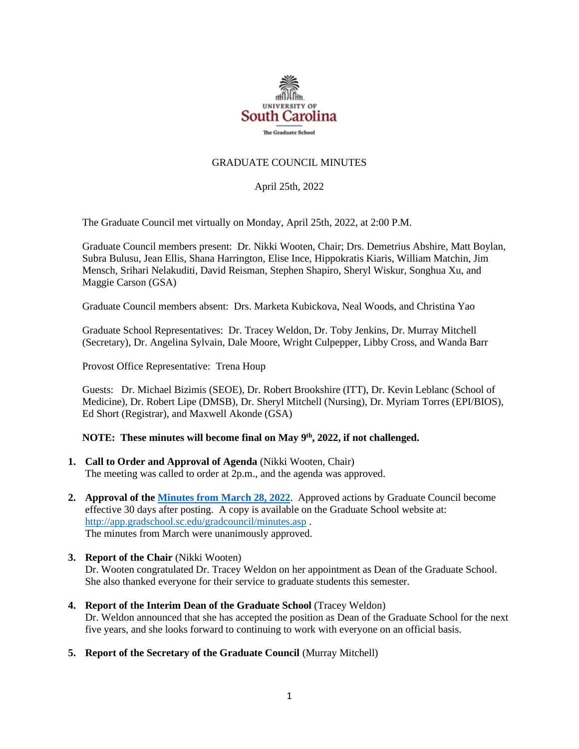UNIVERSITY OF South Carolina

The Graduate School

# GRADUATE COUNCIL MINUTES

April 25th, 2022

The Graduate Council met virtually on Monday, April 25th, 2022, at 2:00 P.M.

Graduate Council members present: Dr. Nikki Wooten, Chair; Drs. Demetrius Abshire, Matt Boylan, Subra Bulusu, Jean Ellis, Shana Harrington, Elise Ince, Hippokratis Kiaris, William Matchin, Jim Mensch, Srihari Nelakuditi, David Reisman, Stephen Shapiro, Sheryl Wiskur, Songhua Xu, and Maggie Carson (GSA)

Graduate Council members absent: Drs. Marketa Kubickova, Neal Woods, and Christina Yao

Graduate School Representatives: Dr. Tracey Weldon, Dr. Toby Jenkins, Dr. Murray Mitchell (Secretary), Dr. Angelina Sylvain, Dale Moore, Wright Culpepper, Libby Cross, and Wanda Barr

Provost Office Representative: Trena Houp

Guests: Dr. Michael Bizimis (SEOE), Dr. Robert Brookshire (ITT), Dr. Kevin Leblanc (School of Medicine), Dr. Robert Lipe (DMSB), Dr. Sheryl Mitchell (Nursing), Dr. Myriam Torres (EPI/BIOS), Ed Short (Registrar), and Maxwell Akonde (GSA)

**NOTE: These minutes will become final on May 9th, 2022, if not challenged.**

1. **Call to Order and Approval of Agenda** (Nikki Wooten, Chair)
   The meeting was called to order at 2p.m., and the agenda was approved.

2. **Approval of the [Minutes from March 28, 2022](http://app.gradschool.sc.edu/gradcouncil/minutes.asp)**. Approved actions by Graduate Council become effective 30 days after posting. A copy is available on the Graduate School website at: http://app.gradschool.sc.edu/gradcouncil/minutes.asp .
   The minutes from March were unanimously approved.

3. **Report of the Chair** (Nikki Wooten)
   Dr. Wooten congratulated Dr. Tracey Weldon on her appointment as Dean of the Graduate School. She also thanked everyone for their service to graduate students this semester.

4. **Report of the Interim Dean of the Graduate School** (Tracey Weldon)
   Dr. Weldon announced that she has accepted the position as Dean of the Graduate School for the next five years, and she looks forward to continuing to work with everyone on an official basis.

5. **Report of the Secretary of the Graduate Council** (Murray Mitchell)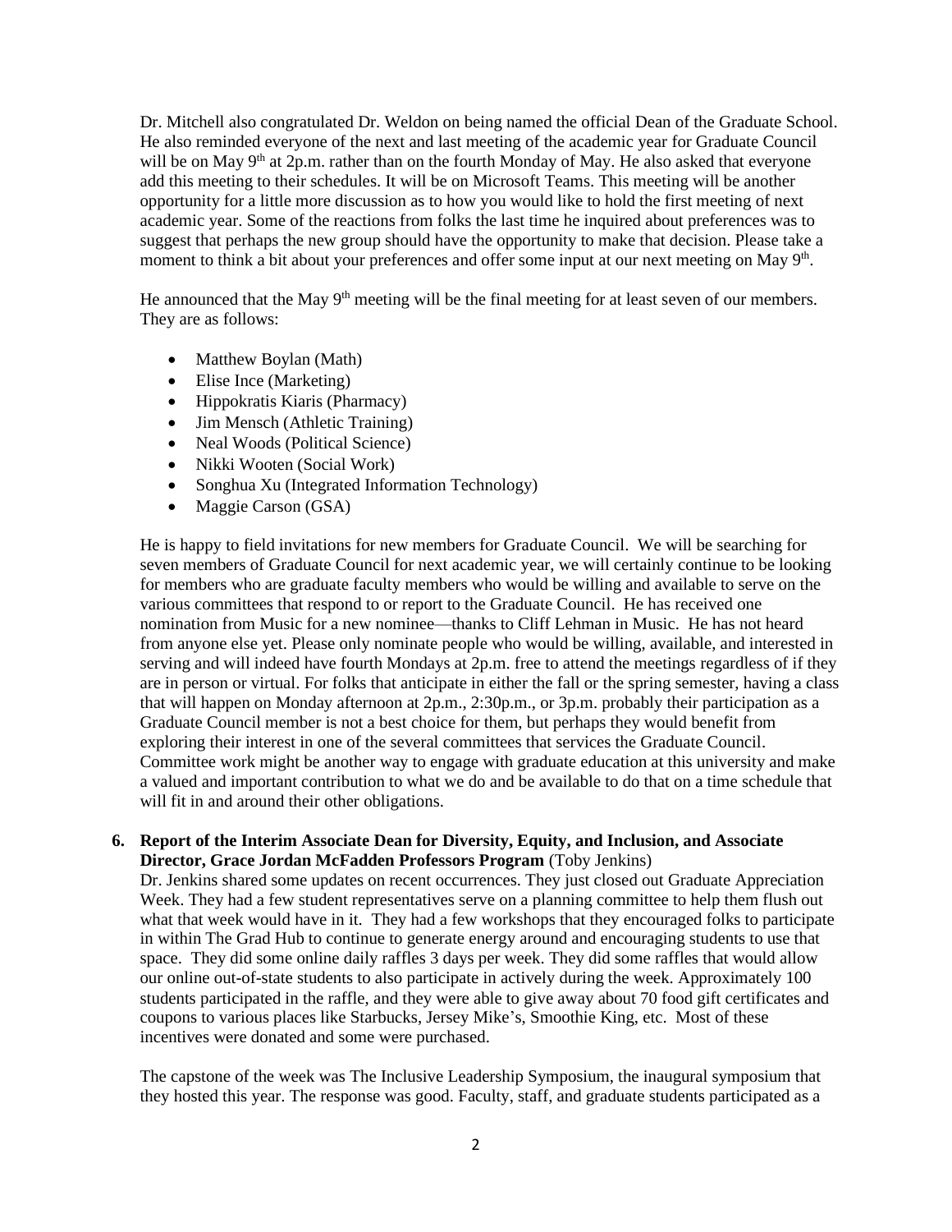Dr. Mitchell also congratulated Dr. Weldon on being named the official Dean of the Graduate School. He also reminded everyone of the next and last meeting of the academic year for Graduate Council will be on May 9th at 2p.m. rather than on the fourth Monday of May. He also asked that everyone add this meeting to their schedules. It will be on Microsoft Teams. This meeting will be another opportunity for a little more discussion as to how you would like to hold the first meeting of next academic year. Some of the reactions from folks the last time he inquired about preferences was to suggest that perhaps the new group should have the opportunity to make that decision. Please take a moment to think a bit about your preferences and offer some input at our next meeting on May 9th.

He announced that the May 9th meeting will be the final meeting for at least seven of our members. They are as follows:

- Matthew Boylan (Math)
- Elise Ince (Marketing)
- Hippokratis Kiaris (Pharmacy)
- Jim Mensch (Athletic Training)
- Neal Woods (Political Science)
- Nikki Wooten (Social Work)
- Songhua Xu (Integrated Information Technology)
- Maggie Carson (GSA)

He is happy to field invitations for new members for Graduate Council. We will be searching for seven members of Graduate Council for next academic year, we will certainly continue to be looking for members who are graduate faculty members who would be willing and available to serve on the various committees that respond to or report to the Graduate Council. He has received one nomination from Music for a new nominee—thanks to Cliff Lehman in Music. He has not heard from anyone else yet. Please only nominate people who would be willing, available, and interested in serving and will indeed have fourth Mondays at 2p.m. free to attend the meetings regardless of if they are in person or virtual. For folks that anticipate in either the fall or the spring semester, having a class that will happen on Monday afternoon at 2p.m., 2:30p.m., or 3p.m. probably their participation as a Graduate Council member is not a best choice for them, but perhaps they would benefit from exploring their interest in one of the several committees that services the Graduate Council. Committee work might be another way to engage with graduate education at this university and make a valued and important contribution to what we do and be available to do that on a time schedule that will fit in and around their other obligations.

**6. Report of the Interim Associate Dean for Diversity, Equity, and Inclusion, and Associate Director, Grace Jordan McFadden Professors Program** (Toby Jenkins)

Dr. Jenkins shared some updates on recent occurrences. They just closed out Graduate Appreciation Week. They had a few student representatives serve on a planning committee to help them flush out what that week would have in it. They had a few workshops that they encouraged folks to participate in within The Grad Hub to continue to generate energy around and encouraging students to use that space. They did some online daily raffles 3 days per week. They did some raffles that would allow our online out-of-state students to also participate in actively during the week. Approximately 100 students participated in the raffle, and they were able to give away about 70 food gift certificates and coupons to various places like Starbucks, Jersey Mike's, Smoothie King, etc. Most of these incentives were donated and some were purchased.

The capstone of the week was The Inclusive Leadership Symposium, the inaugural symposium that they hosted this year. The response was good. Faculty, staff, and graduate students participated as a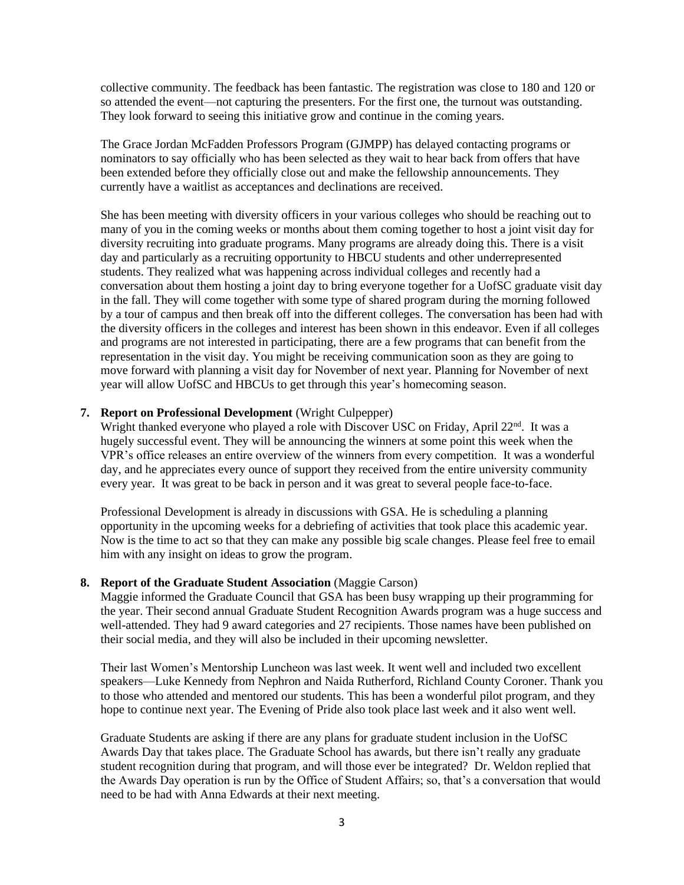collective community. The feedback has been fantastic. The registration was close to 180 and 120 or so attended the event—not capturing the presenters. For the first one, the turnout was outstanding. They look forward to seeing this initiative grow and continue in the coming years.

The Grace Jordan McFadden Professors Program (GJMPP) has delayed contacting programs or nominators to say officially who has been selected as they wait to hear back from offers that have been extended before they officially close out and make the fellowship announcements. They currently have a waitlist as acceptances and declinations are received.

She has been meeting with diversity officers in your various colleges who should be reaching out to many of you in the coming weeks or months about them coming together to host a joint visit day for diversity recruiting into graduate programs. Many programs are already doing this. There is a visit day and particularly as a recruiting opportunity to HBCU students and other underrepresented students. They realized what was happening across individual colleges and recently had a conversation about them hosting a joint day to bring everyone together for a UofSC graduate visit day in the fall. They will come together with some type of shared program during the morning followed by a tour of campus and then break off into the different colleges. The conversation has been had with the diversity officers in the colleges and interest has been shown in this endeavor. Even if all colleges and programs are not interested in participating, there are a few programs that can benefit from the representation in the visit day. You might be receiving communication soon as they are going to move forward with planning a visit day for November of next year. Planning for November of next year will allow UofSC and HBCUs to get through this year's homecoming season.

**7. Report on Professional Development** (Wright Culpepper)

Wright thanked everyone who played a role with Discover USC on Friday, April 22nd. It was a hugely successful event. They will be announcing the winners at some point this week when the VPR's office releases an entire overview of the winners from every competition. It was a wonderful day, and he appreciates every ounce of support they received from the entire university community every year. It was great to be back in person and it was great to several people face-to-face.

Professional Development is already in discussions with GSA. He is scheduling a planning opportunity in the upcoming weeks for a debriefing of activities that took place this academic year. Now is the time to act so that they can make any possible big scale changes. Please feel free to email him with any insight on ideas to grow the program.

**8. Report of the Graduate Student Association** (Maggie Carson)

Maggie informed the Graduate Council that GSA has been busy wrapping up their programming for the year. Their second annual Graduate Student Recognition Awards program was a huge success and well-attended. They had 9 award categories and 27 recipients. Those names have been published on their social media, and they will also be included in their upcoming newsletter.

Their last Women's Mentorship Luncheon was last week. It went well and included two excellent speakers—Luke Kennedy from Nephron and Naida Rutherford, Richland County Coroner. Thank you to those who attended and mentored our students. This has been a wonderful pilot program, and they hope to continue next year. The Evening of Pride also took place last week and it also went well.

Graduate Students are asking if there are any plans for graduate student inclusion in the UofSC Awards Day that takes place. The Graduate School has awards, but there isn't really any graduate student recognition during that program, and will those ever be integrated? Dr. Weldon replied that the Awards Day operation is run by the Office of Student Affairs; so, that's a conversation that would need to be had with Anna Edwards at their next meeting.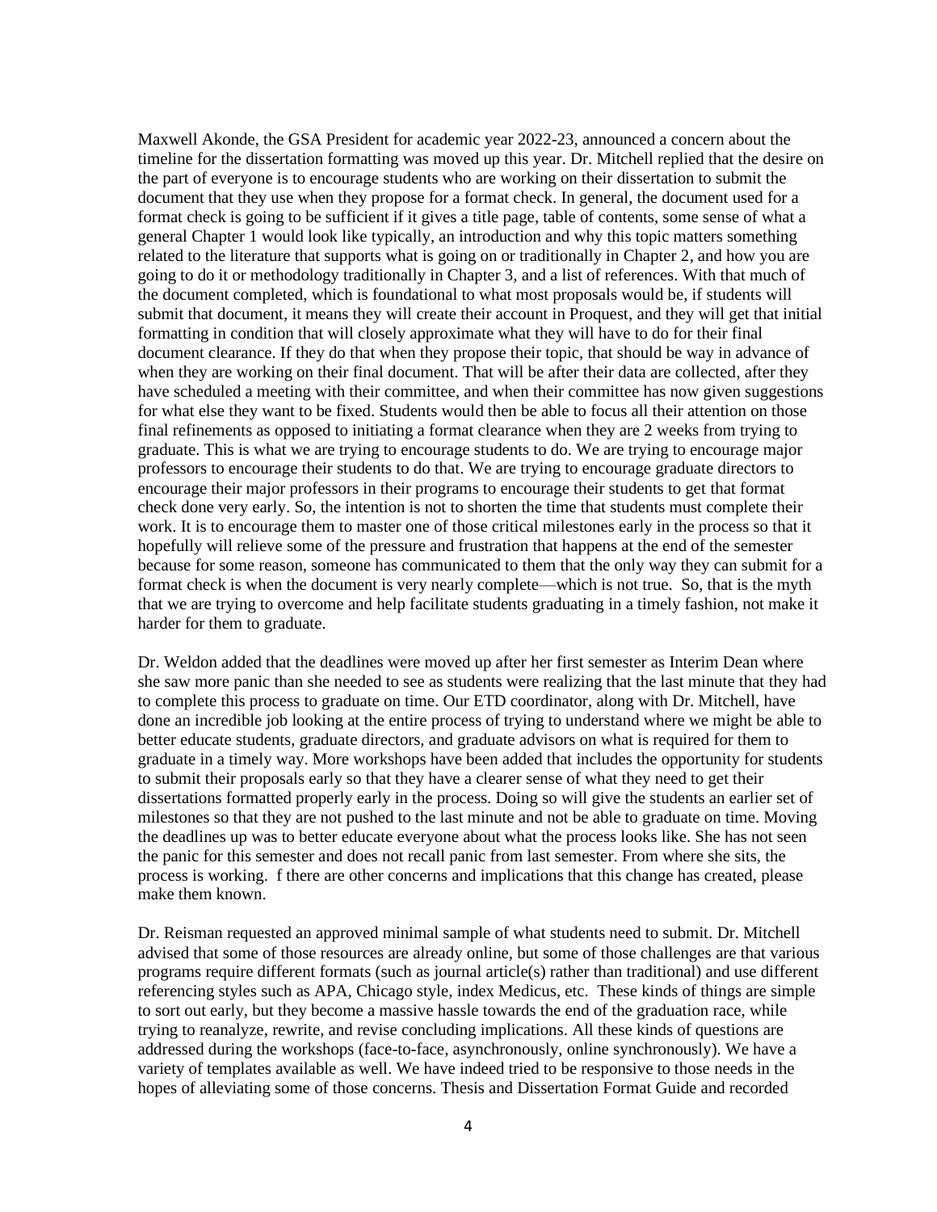Maxwell Akonde, the GSA President for academic year 2022-23, announced a concern about the timeline for the dissertation formatting was moved up this year. Dr. Mitchell replied that the desire on the part of everyone is to encourage students who are working on their dissertation to submit the document that they use when they propose for a format check. In general, the document used for a format check is going to be sufficient if it gives a title page, table of contents, some sense of what a general Chapter 1 would look like typically, an introduction and why this topic matters something related to the literature that supports what is going on or traditionally in Chapter 2, and how you are going to do it or methodology traditionally in Chapter 3, and a list of references. With that much of the document completed, which is foundational to what most proposals would be, if students will submit that document, it means they will create their account in Proquest, and they will get that initial formatting in condition that will closely approximate what they will have to do for their final document clearance. If they do that when they propose their topic, that should be way in advance of when they are working on their final document. That will be after their data are collected, after they have scheduled a meeting with their committee, and when their committee has now given suggestions for what else they want to be fixed. Students would then be able to focus all their attention on those final refinements as opposed to initiating a format clearance when they are 2 weeks from trying to graduate. This is what we are trying to encourage students to do. We are trying to encourage major professors to encourage their students to do that. We are trying to encourage graduate directors to encourage their major professors in their programs to encourage their students to get that format check done very early. So, the intention is not to shorten the time that students must complete their work. It is to encourage them to master one of those critical milestones early in the process so that it hopefully will relieve some of the pressure and frustration that happens at the end of the semester because for some reason, someone has communicated to them that the only way they can submit for a format check is when the document is very nearly complete—which is not true. So, that is the myth that we are trying to overcome and help facilitate students graduating in a timely fashion, not make it harder for them to graduate.

Dr. Weldon added that the deadlines were moved up after her first semester as Interim Dean where she saw more panic than she needed to see as students were realizing that the last minute that they had to complete this process to graduate on time. Our ETD coordinator, along with Dr. Mitchell, have done an incredible job looking at the entire process of trying to understand where we might be able to better educate students, graduate directors, and graduate advisors on what is required for them to graduate in a timely way. More workshops have been added that includes the opportunity for students to submit their proposals early so that they have a clearer sense of what they need to get their dissertations formatted properly early in the process. Doing so will give the students an earlier set of milestones so that they are not pushed to the last minute and not be able to graduate on time. Moving the deadlines up was to better educate everyone about what the process looks like. She has not seen the panic for this semester and does not recall panic from last semester. From where she sits, the process is working. f there are other concerns and implications that this change has created, please make them known.

Dr. Reisman requested an approved minimal sample of what students need to submit. Dr. Mitchell advised that some of those resources are already online, but some of those challenges are that various programs require different formats (such as journal article(s) rather than traditional) and use different referencing styles such as APA, Chicago style, index Medicus, etc. These kinds of things are simple to sort out early, but they become a massive hassle towards the end of the graduation race, while trying to reanalyze, rewrite, and revise concluding implications. All these kinds of questions are addressed during the workshops (face-to-face, asynchronously, online synchronously). We have a variety of templates available as well. We have indeed tried to be responsive to those needs in the hopes of alleviating some of those concerns. Thesis and Dissertation Format Guide and recorded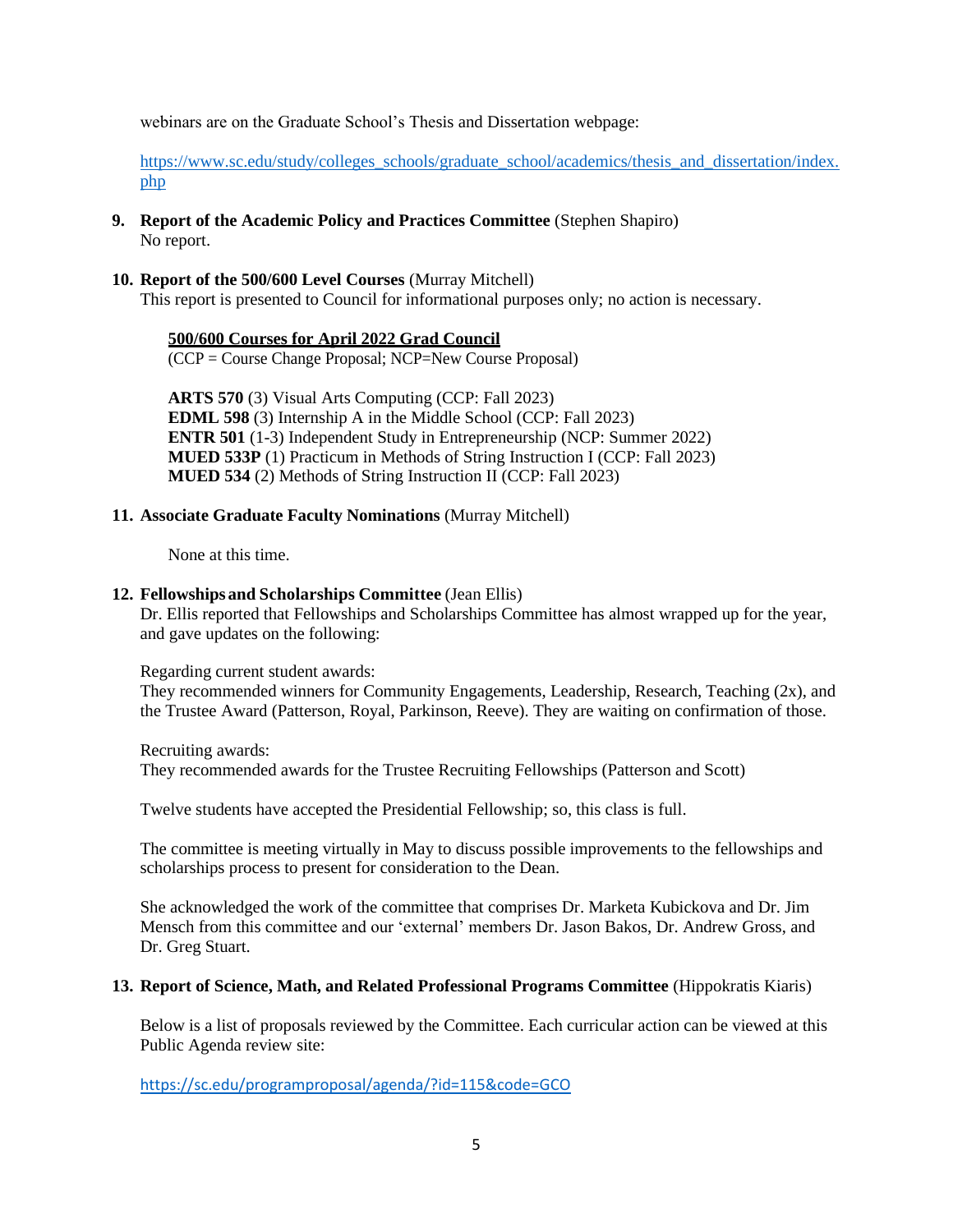webinars are on the Graduate School's Thesis and Dissertation webpage:

https://www.sc.edu/study/colleges_schools/graduate_school/academics/thesis_and_dissertation/index.php

**9. Report of the Academic Policy and Practices Committee** (Stephen Shapiro)
No report.

**10. Report of the 500/600 Level Courses** (Murray Mitchell)
This report is presented to Council for informational purposes only; no action is necessary.

**500/600 Courses for April 2022 Grad Council**
(CCP = Course Change Proposal; NCP=New Course Proposal)

**ARTS 570** (3) Visual Arts Computing (CCP: Fall 2023)
**EDML 598** (3) Internship A in the Middle School (CCP: Fall 2023)
**ENTR 501** (1-3) Independent Study in Entrepreneurship (NCP: Summer 2022)
**MUED 533P** (1) Practicum in Methods of String Instruction I (CCP: Fall 2023)
**MUED 534** (2) Methods of String Instruction II (CCP: Fall 2023)

**11. Associate Graduate Faculty Nominations** (Murray Mitchell)

None at this time.

**12. Fellowships and Scholarships Committee** (Jean Ellis)
Dr. Ellis reported that Fellowships and Scholarships Committee has almost wrapped up for the year, and gave updates on the following:

Regarding current student awards:
They recommended winners for Community Engagements, Leadership, Research, Teaching (2x), and the Trustee Award (Patterson, Royal, Parkinson, Reeve). They are waiting on confirmation of those.

Recruiting awards:
They recommended awards for the Trustee Recruiting Fellowships (Patterson and Scott)

Twelve students have accepted the Presidential Fellowship; so, this class is full.

The committee is meeting virtually in May to discuss possible improvements to the fellowships and scholarships process to present for consideration to the Dean.

She acknowledged the work of the committee that comprises Dr. Marketa Kubickova and Dr. Jim Mensch from this committee and our 'external' members Dr. Jason Bakos, Dr. Andrew Gross, and Dr. Greg Stuart.

**13. Report of Science, Math, and Related Professional Programs Committee** (Hippokratis Kiaris)

Below is a list of proposals reviewed by the Committee. Each curricular action can be viewed at this Public Agenda review site:

https://sc.edu/programproposal/agenda/?id=115&code=GCO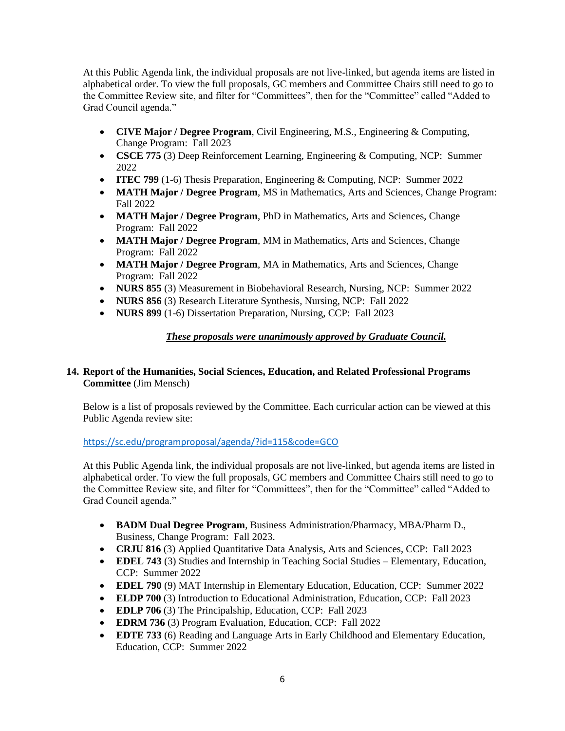At this Public Agenda link, the individual proposals are not live-linked, but agenda items are listed in alphabetical order. To view the full proposals, GC members and Committee Chairs still need to go to the Committee Review site, and filter for "Committees", then for the "Committee" called "Added to Grad Council agenda."

- **CIVE Major / Degree Program**, Civil Engineering, M.S., Engineering & Computing, Change Program: Fall 2023
- **CSCE 775** (3) Deep Reinforcement Learning, Engineering & Computing, NCP: Summer 2022
- **ITEC 799** (1-6) Thesis Preparation, Engineering & Computing, NCP: Summer 2022
- **MATH Major / Degree Program**, MS in Mathematics, Arts and Sciences, Change Program: Fall 2022
- **MATH Major / Degree Program**, PhD in Mathematics, Arts and Sciences, Change Program: Fall 2022
- **MATH Major / Degree Program**, MM in Mathematics, Arts and Sciences, Change Program: Fall 2022
- **MATH Major / Degree Program**, MA in Mathematics, Arts and Sciences, Change Program: Fall 2022
- **NURS 855** (3) Measurement in Biobehavioral Research, Nursing, NCP: Summer 2022
- **NURS 856** (3) Research Literature Synthesis, Nursing, NCP: Fall 2022
- **NURS 899** (1-6) Dissertation Preparation, Nursing, CCP: Fall 2023

***<u>These proposals were unanimously approved by Graduate Council.</u>***

**14. Report of the Humanities, Social Sciences, Education, and Related Professional Programs Committee** (Jim Mensch)

Below is a list of proposals reviewed by the Committee. Each curricular action can be viewed at this Public Agenda review site:

https://sc.edu/programproposal/agenda/?id=115&code=GCO

At this Public Agenda link, the individual proposals are not live-linked, but agenda items are listed in alphabetical order. To view the full proposals, GC members and Committee Chairs still need to go to the Committee Review site, and filter for "Committees", then for the "Committee" called "Added to Grad Council agenda."

- **BADM Dual Degree Program**, Business Administration/Pharmacy, MBA/Pharm D., Business, Change Program: Fall 2023.
- **CRJU 816** (3) Applied Quantitative Data Analysis, Arts and Sciences, CCP: Fall 2023
- **EDEL 743** (3) Studies and Internship in Teaching Social Studies – Elementary, Education, CCP: Summer 2022
- **EDEL 790** (9) MAT Internship in Elementary Education, Education, CCP: Summer 2022
- **ELDP 700** (3) Introduction to Educational Administration, Education, CCP: Fall 2023
- **EDLP 706** (3) The Principalship, Education, CCP: Fall 2023
- **EDRM 736** (3) Program Evaluation, Education, CCP: Fall 2022
- **EDTE 733** (6) Reading and Language Arts in Early Childhood and Elementary Education, Education, CCP: Summer 2022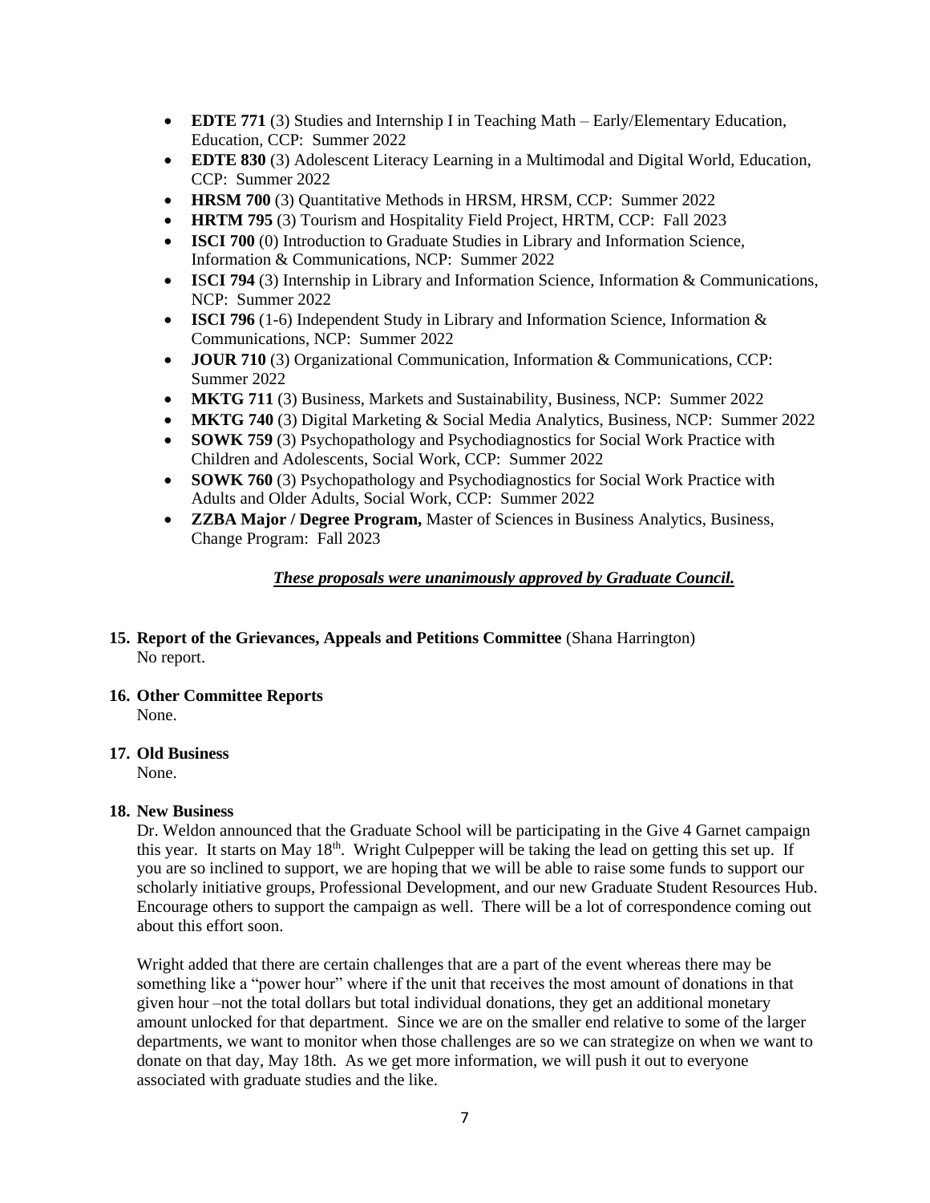- **EDTE 771** (3) Studies and Internship I in Teaching Math – Early/Elementary Education, Education, CCP: Summer 2022
- **EDTE 830** (3) Adolescent Literacy Learning in a Multimodal and Digital World, Education, CCP: Summer 2022
- **HRSM 700** (3) Quantitative Methods in HRSM, HRSM, CCP: Summer 2022
- **HRTM 795** (3) Tourism and Hospitality Field Project, HRTM, CCP: Fall 2023
- **ISCI 700** (0) Introduction to Graduate Studies in Library and Information Science, Information & Communications, NCP: Summer 2022
- **ISCI 794** (3) Internship in Library and Information Science, Information & Communications, NCP: Summer 2022
- **ISCI 796** (1-6) Independent Study in Library and Information Science, Information & Communications, NCP: Summer 2022
- **JOUR 710** (3) Organizational Communication, Information & Communications, CCP: Summer 2022
- **MKTG 711** (3) Business, Markets and Sustainability, Business, NCP: Summer 2022
- **MKTG 740** (3) Digital Marketing & Social Media Analytics, Business, NCP: Summer 2022
- **SOWK 759** (3) Psychopathology and Psychodiagnostics for Social Work Practice with Children and Adolescents, Social Work, CCP: Summer 2022
- **SOWK 760** (3) Psychopathology and Psychodiagnostics for Social Work Practice with Adults and Older Adults, Social Work, CCP: Summer 2022
- **ZZBA Major / Degree Program,** Master of Sciences in Business Analytics, Business, Change Program: Fall 2023

***These proposals were unanimously approved by Graduate Council.***

**15. Report of the Grievances, Appeals and Petitions Committee** (Shana Harrington)
No report.

**16. Other Committee Reports**
None.

**17. Old Business**
None.

**18. New Business**
Dr. Weldon announced that the Graduate School will be participating in the Give 4 Garnet campaign this year. It starts on May 18th. Wright Culpepper will be taking the lead on getting this set up. If you are so inclined to support, we are hoping that we will be able to raise some funds to support our scholarly initiative groups, Professional Development, and our new Graduate Student Resources Hub. Encourage others to support the campaign as well. There will be a lot of correspondence coming out about this effort soon.

Wright added that there are certain challenges that are a part of the event whereas there may be something like a "power hour" where if the unit that receives the most amount of donations in that given hour –not the total dollars but total individual donations, they get an additional monetary amount unlocked for that department. Since we are on the smaller end relative to some of the larger departments, we want to monitor when those challenges are so we can strategize on when we want to donate on that day, May 18th. As we get more information, we will push it out to everyone associated with graduate studies and the like.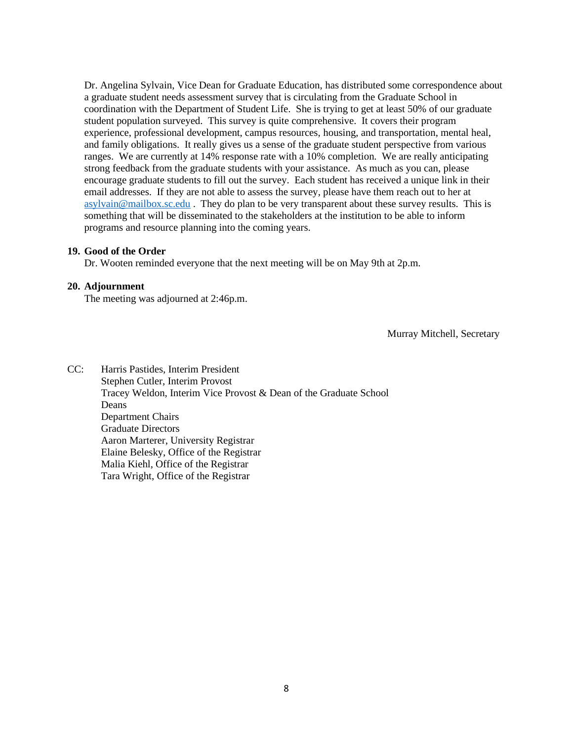Dr. Angelina Sylvain, Vice Dean for Graduate Education, has distributed some correspondence about a graduate student needs assessment survey that is circulating from the Graduate School in coordination with the Department of Student Life. She is trying to get at least 50% of our graduate student population surveyed. This survey is quite comprehensive. It covers their program experience, professional development, campus resources, housing, and transportation, mental heal, and family obligations. It really gives us a sense of the graduate student perspective from various ranges. We are currently at 14% response rate with a 10% completion. We are really anticipating strong feedback from the graduate students with your assistance. As much as you can, please encourage graduate students to fill out the survey. Each student has received a unique link in their email addresses. If they are not able to assess the survey, please have them reach out to her at asylvain@mailbox.sc.edu . They do plan to be very transparent about these survey results. This is something that will be disseminated to the stakeholders at the institution to be able to inform programs and resource planning into the coming years.

**19. Good of the Order**

Dr. Wooten reminded everyone that the next meeting will be on May 9th at 2p.m.

**20. Adjournment**

The meeting was adjourned at 2:46p.m.

Murray Mitchell, Secretary

CC: Harris Pastides, Interim President
Stephen Cutler, Interim Provost
Tracey Weldon, Interim Vice Provost & Dean of the Graduate School
Deans
Department Chairs
Graduate Directors
Aaron Marterer, University Registrar
Elaine Belesky, Office of the Registrar
Malia Kiehl, Office of the Registrar
Tara Wright, Office of the Registrar